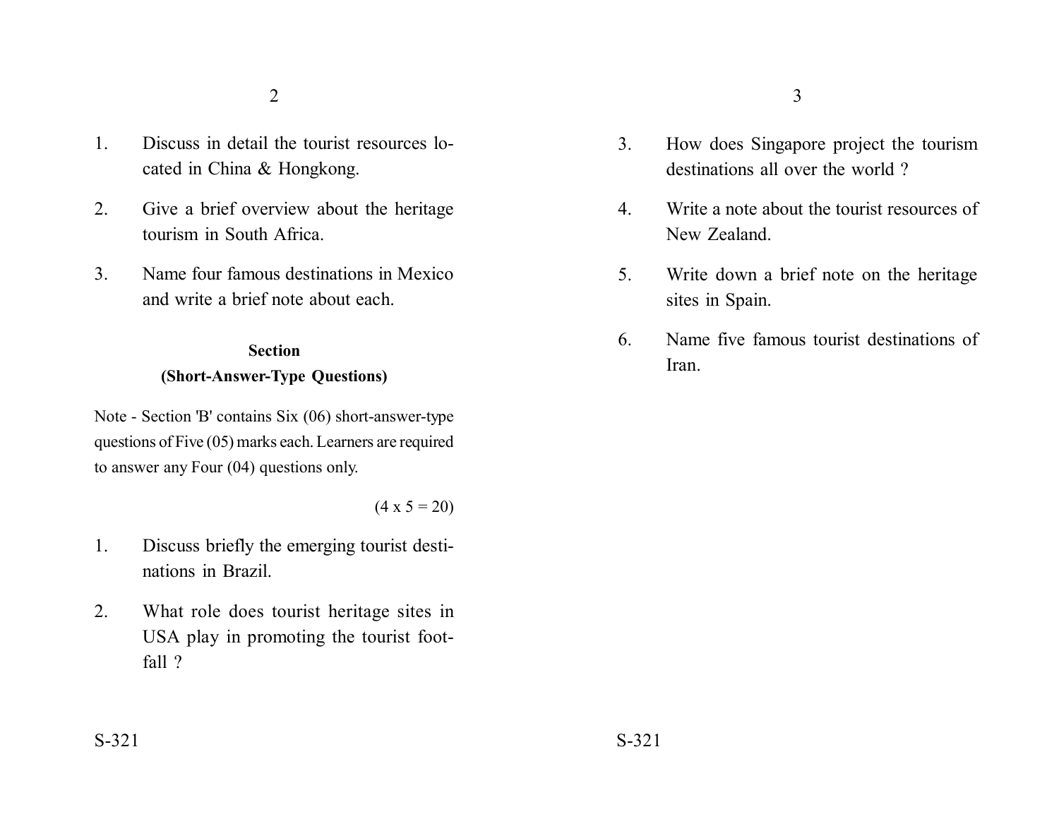1. Discuss in detail the tourist resources located in China & Hongkong.

2. Give a brief overview about the heritage tourism in South Africa.

3. Name four famous destinations in Mexico and write a brief note about each.

**Section**

**(Short-Answer-Type Questions)**

Note - Section 'B' contains Six (06) short-answer-type questions of Five (05) marks each. Learners are required to answer any Four (04) questions only.

(4 x 5 = 20)

1. Discuss briefly the emerging tourist destinations in Brazil.

2. What role does tourist heritage sites in USA play in promoting the tourist footfall ?

3. How does Singapore project the tourism destinations all over the world ?

4. Write a note about the tourist resources of New Zealand.

5. Write down a brief note on the heritage sites in Spain.

6. Name five famous tourist destinations of Iran.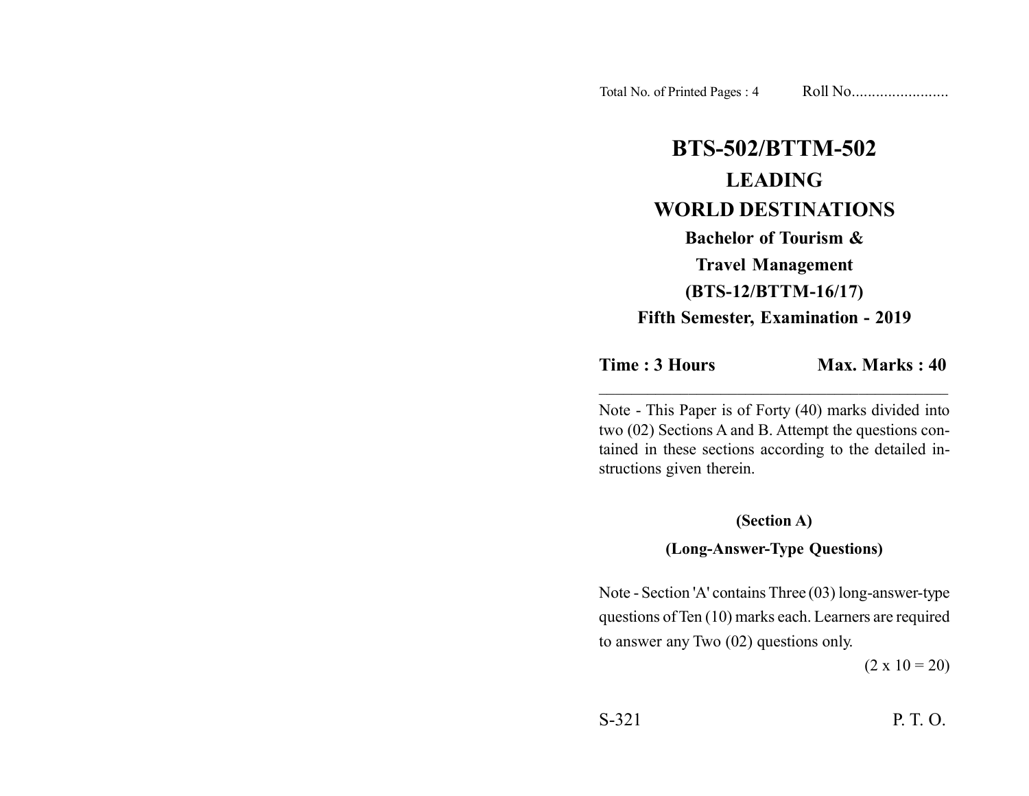Total No. of Printed Pages : 4 Roll No........................

# BTS-502/BTTM-502

## LEADING WORLD DESTINATIONS

**Bachelor of Tourism & Travel Management**

**(BTS-12/BTTM-16/17)**

**Fifth Semester, Examination - 2019**

**Time : 3 Hours** **Max. Marks : 40**

---

Note - This Paper is of Forty (40) marks divided into two (02) Sections A and B. Attempt the questions contained in these sections according to the detailed instructions given therein.

### (Section A)

### (Long-Answer-Type Questions)

Note - Section 'A' contains Three (03) long-answer-type questions of Ten (10) marks each. Learners are required to answer any Two (02) questions only.

(2 x 10 = 20)

S-321 P. T. O.